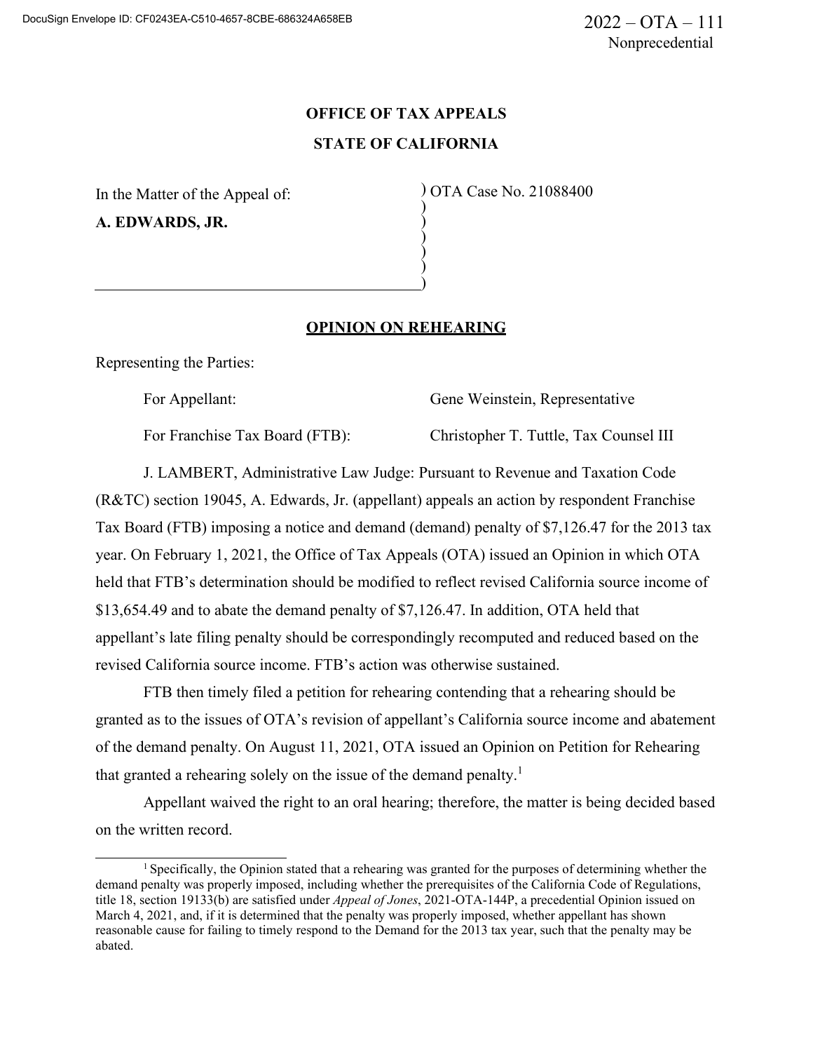2022 – OTA – 111
Nonprecedential

**OFFICE OF TAX APPEALS**

**STATE OF CALIFORNIA**

In the Matter of the Appeal of:

**A. EDWARDS, JR.**

OTA Case No. 21088400

## OPINION ON REHEARING

Representing the Parties:

For Appellant: Gene Weinstein, Representative

For Franchise Tax Board (FTB): Christopher T. Tuttle, Tax Counsel III

J. LAMBERT, Administrative Law Judge: Pursuant to Revenue and Taxation Code (R&TC) section 19045, A. Edwards, Jr. (appellant) appeals an action by respondent Franchise Tax Board (FTB) imposing a notice and demand (demand) penalty of $7,126.47 for the 2013 tax year. On February 1, 2021, the Office of Tax Appeals (OTA) issued an Opinion in which OTA held that FTB's determination should be modified to reflect revised California source income of $13,654.49 and to abate the demand penalty of $7,126.47. In addition, OTA held that appellant's late filing penalty should be correspondingly recomputed and reduced based on the revised California source income. FTB's action was otherwise sustained.

FTB then timely filed a petition for rehearing contending that a rehearing should be granted as to the issues of OTA's revision of appellant's California source income and abatement of the demand penalty. On August 11, 2021, OTA issued an Opinion on Petition for Rehearing that granted a rehearing solely on the issue of the demand penalty.[1]

Appellant waived the right to an oral hearing; therefore, the matter is being decided based on the written record.

---

[1] Specifically, the Opinion stated that a rehearing was granted for the purposes of determining whether the demand penalty was properly imposed, including whether the prerequisites of the California Code of Regulations, title 18, section 19133(b) are satisfied under *Appeal of Jones*, 2021-OTA-144P, a precedential Opinion issued on March 4, 2021, and, if it is determined that the penalty was properly imposed, whether appellant has shown reasonable cause for failing to timely respond to the Demand for the 2013 tax year, such that the penalty may be abated.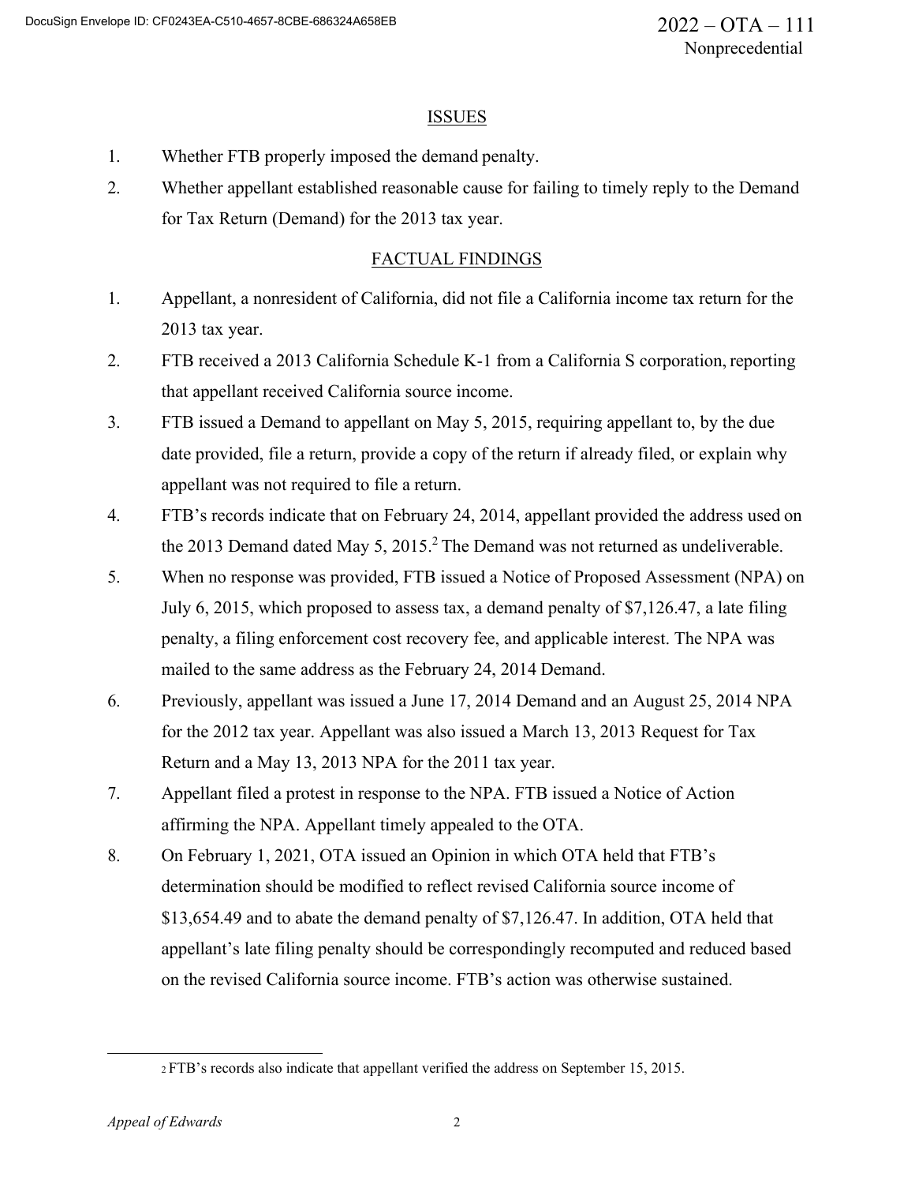## ISSUES

1. Whether FTB properly imposed the demand penalty.
2. Whether appellant established reasonable cause for failing to timely reply to the Demand for Tax Return (Demand) for the 2013 tax year.

## FACTUAL FINDINGS

1. Appellant, a nonresident of California, did not file a California income tax return for the 2013 tax year.
2. FTB received a 2013 California Schedule K-1 from a California S corporation, reporting that appellant received California source income.
3. FTB issued a Demand to appellant on May 5, 2015, requiring appellant to, by the due date provided, file a return, provide a copy of the return if already filed, or explain why appellant was not required to file a return.
4. FTB's records indicate that on February 24, 2014, appellant provided the address used on the 2013 Demand dated May 5, 2015.[2] The Demand was not returned as undeliverable.
5. When no response was provided, FTB issued a Notice of Proposed Assessment (NPA) on July 6, 2015, which proposed to assess tax, a demand penalty of $7,126.47, a late filing penalty, a filing enforcement cost recovery fee, and applicable interest. The NPA was mailed to the same address as the February 24, 2014 Demand.
6. Previously, appellant was issued a June 17, 2014 Demand and an August 25, 2014 NPA for the 2012 tax year. Appellant was also issued a March 13, 2013 Request for Tax Return and a May 13, 2013 NPA for the 2011 tax year.
7. Appellant filed a protest in response to the NPA. FTB issued a Notice of Action affirming the NPA. Appellant timely appealed to the OTA.
8. On February 1, 2021, OTA issued an Opinion in which OTA held that FTB's determination should be modified to reflect revised California source income of $13,654.49 and to abate the demand penalty of $7,126.47. In addition, OTA held that appellant's late filing penalty should be correspondingly recomputed and reduced based on the revised California source income. FTB's action was otherwise sustained.

---

[2] FTB's records also indicate that appellant verified the address on September 15, 2015.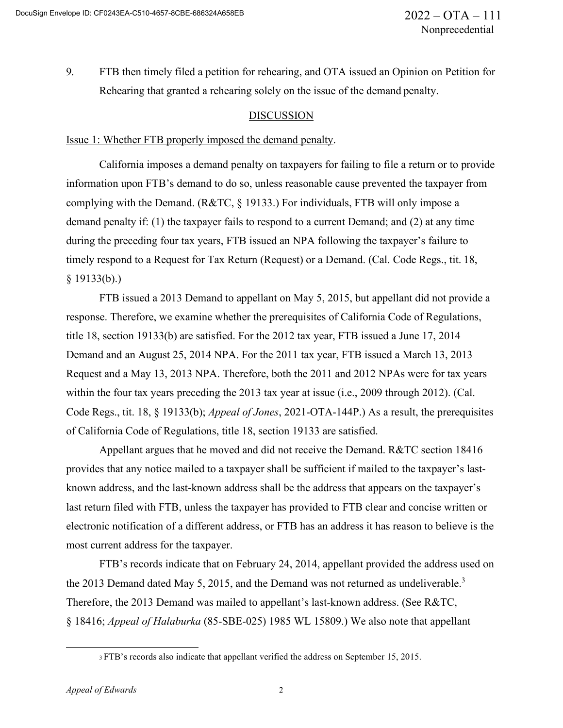9. FTB then timely filed a petition for rehearing, and OTA issued an Opinion on Petition for Rehearing that granted a rehearing solely on the issue of the demand penalty.

## DISCUSSION

### Issue 1: Whether FTB properly imposed the demand penalty.

California imposes a demand penalty on taxpayers for failing to file a return or to provide information upon FTB's demand to do so, unless reasonable cause prevented the taxpayer from complying with the Demand. (R&TC, § 19133.) For individuals, FTB will only impose a demand penalty if: (1) the taxpayer fails to respond to a current Demand; and (2) at any time during the preceding four tax years, FTB issued an NPA following the taxpayer's failure to timely respond to a Request for Tax Return (Request) or a Demand. (Cal. Code Regs., tit. 18, § 19133(b).)

FTB issued a 2013 Demand to appellant on May 5, 2015, but appellant did not provide a response. Therefore, we examine whether the prerequisites of California Code of Regulations, title 18, section 19133(b) are satisfied. For the 2012 tax year, FTB issued a June 17, 2014 Demand and an August 25, 2014 NPA. For the 2011 tax year, FTB issued a March 13, 2013 Request and a May 13, 2013 NPA. Therefore, both the 2011 and 2012 NPAs were for tax years within the four tax years preceding the 2013 tax year at issue (i.e., 2009 through 2012). (Cal. Code Regs., tit. 18, § 19133(b); *Appeal of Jones*, 2021-OTA-144P.) As a result, the prerequisites of California Code of Regulations, title 18, section 19133 are satisfied.

Appellant argues that he moved and did not receive the Demand. R&TC section 18416 provides that any notice mailed to a taxpayer shall be sufficient if mailed to the taxpayer's last-known address, and the last-known address shall be the address that appears on the taxpayer's last return filed with FTB, unless the taxpayer has provided to FTB clear and concise written or electronic notification of a different address, or FTB has an address it has reason to believe is the most current address for the taxpayer.

FTB's records indicate that on February 24, 2014, appellant provided the address used on the 2013 Demand dated May 5, 2015, and the Demand was not returned as undeliverable.[3] Therefore, the 2013 Demand was mailed to appellant's last-known address. (See R&TC, § 18416; *Appeal of Halaburka* (85-SBE-025) 1985 WL 15809.) We also note that appellant

---

[3] FTB's records also indicate that appellant verified the address on September 15, 2015.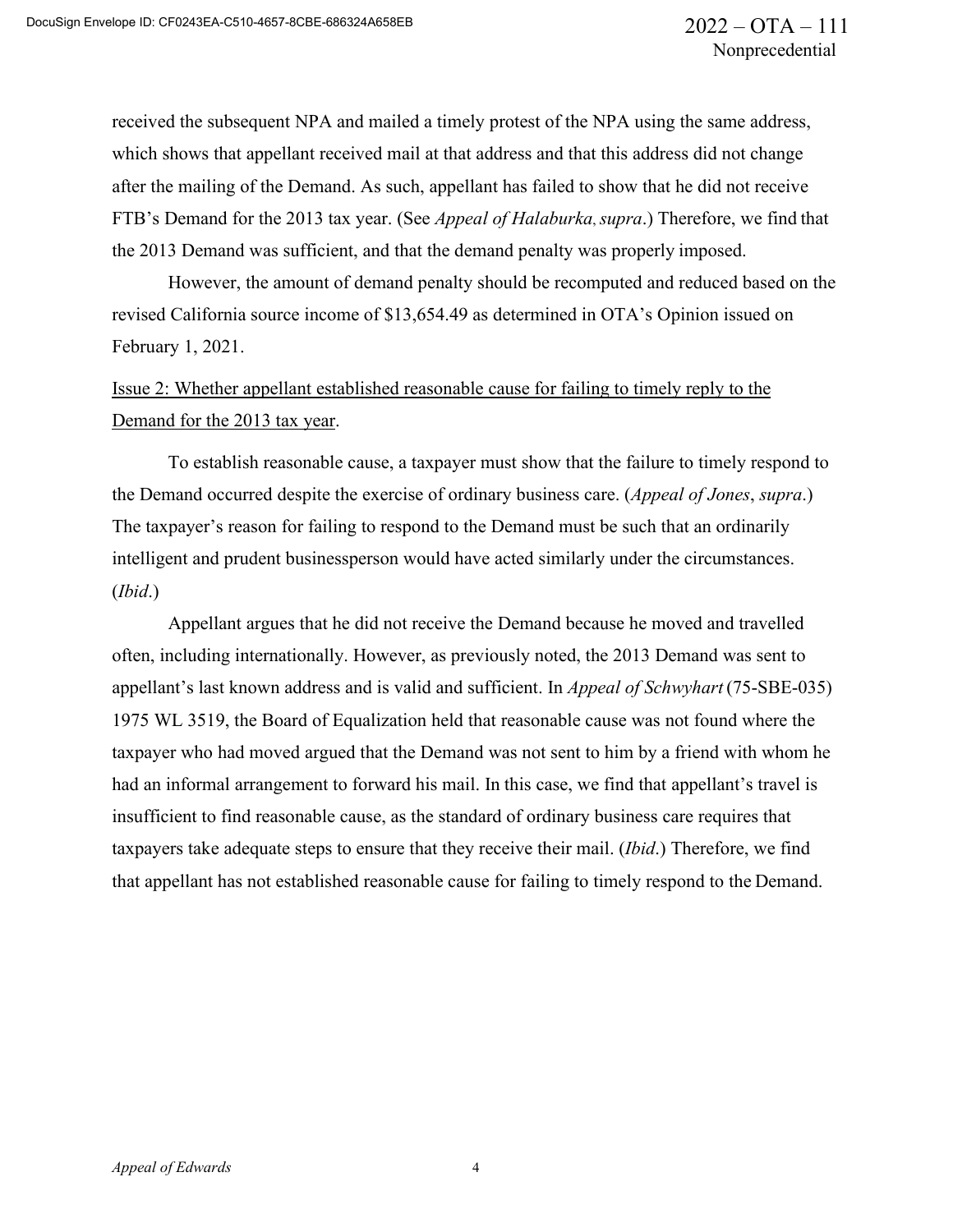received the subsequent NPA and mailed a timely protest of the NPA using the same address, which shows that appellant received mail at that address and that this address did not change after the mailing of the Demand. As such, appellant has failed to show that he did not receive FTB's Demand for the 2013 tax year. (See *Appeal of Halaburka*, *supra*.) Therefore, we find that the 2013 Demand was sufficient, and that the demand penalty was properly imposed.

However, the amount of demand penalty should be recomputed and reduced based on the revised California source income of $13,654.49 as determined in OTA's Opinion issued on February 1, 2021.

Issue 2: Whether appellant established reasonable cause for failing to timely reply to the Demand for the 2013 tax year.

To establish reasonable cause, a taxpayer must show that the failure to timely respond to the Demand occurred despite the exercise of ordinary business care. (*Appeal of Jones*, *supra*.) The taxpayer's reason for failing to respond to the Demand must be such that an ordinarily intelligent and prudent businessperson would have acted similarly under the circumstances. (*Ibid*.)

Appellant argues that he did not receive the Demand because he moved and travelled often, including internationally. However, as previously noted, the 2013 Demand was sent to appellant's last known address and is valid and sufficient. In *Appeal of Schwyhart* (75-SBE-035) 1975 WL 3519, the Board of Equalization held that reasonable cause was not found where the taxpayer who had moved argued that the Demand was not sent to him by a friend with whom he had an informal arrangement to forward his mail. In this case, we find that appellant's travel is insufficient to find reasonable cause, as the standard of ordinary business care requires that taxpayers take adequate steps to ensure that they receive their mail. (*Ibid*.) Therefore, we find that appellant has not established reasonable cause for failing to timely respond to the Demand.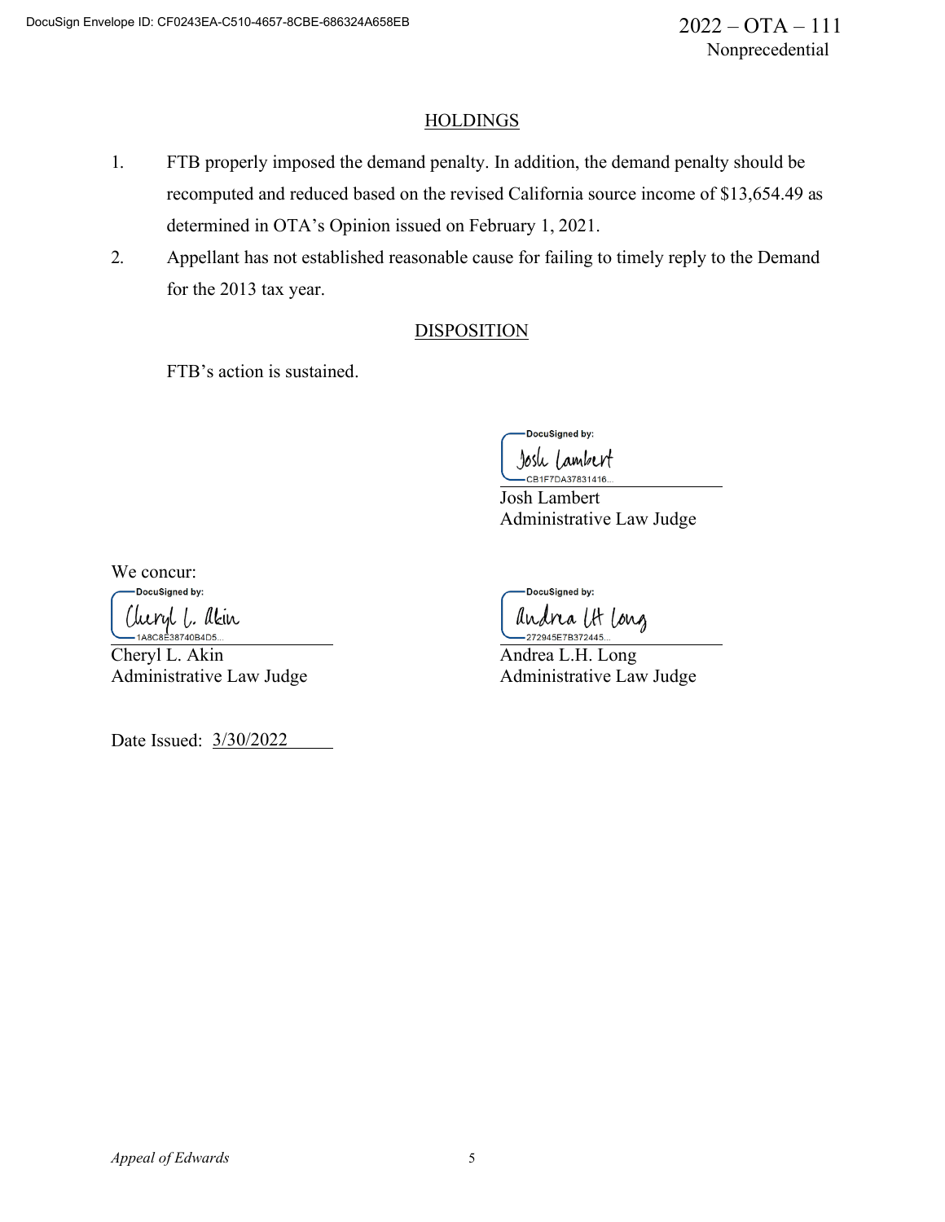## HOLDINGS

1. FTB properly imposed the demand penalty. In addition, the demand penalty should be recomputed and reduced based on the revised California source income of $13,654.49 as determined in OTA's Opinion issued on February 1, 2021.
2. Appellant has not established reasonable cause for failing to timely reply to the Demand for the 2013 tax year.

## DISPOSITION

FTB's action is sustained.

DocuSigned by:
Josh Lambert
CB1F7DA37831416...

Josh Lambert
Administrative Law Judge

We concur:

DocuSigned by:
Cheryl L. Akin
1A8C8E38740B4D5...

Cheryl L. Akin
Administrative Law Judge

DocuSigned by:
Andrea LH Long
272945E7B372445...

Andrea L.H. Long
Administrative Law Judge

Date Issued: 3/30/2022